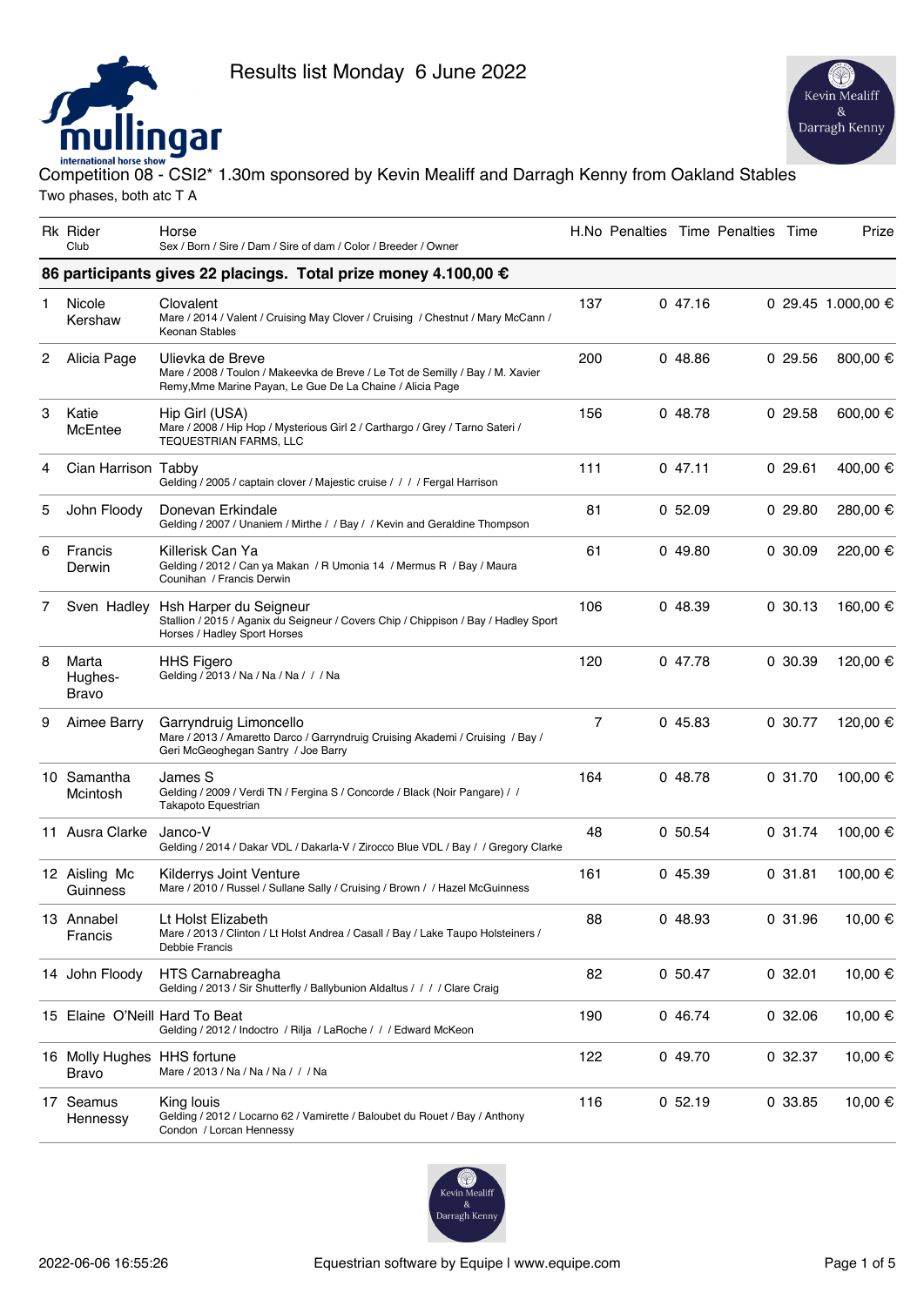Results list Monday 6 June 2022

# Competition 08 - CSI2* 1.30m sponsored by Kevin Mealiff and Darragh Kenny from Oakland Stables

Two phases, both atc T A

| Rk | Rider<br>Club | Horse<br>Sex / Born / Sire / Dam / Sire of dam / Color / Breeder / Owner | H.No | Penalties | Time | Penalties | Time | Prize |
|---|---|---|---|---|---|---|---|---|
| **86 participants gives 22 placings. Total prize money 4.100,00 €** | | | | | | | | |
| 1 | Nicole Kershaw | Clovalent<br>Mare / 2014 / Valent / Cruising May Clover / Cruising / Chestnut / Mary McCann / Keonan Stables | 137 | 0 | 47.16 | 0 | 29.45 | 1.000,00 € |
| 2 | Alicia Page | Ulievka de Breve<br>Mare / 2008 / Toulon / Makeevka de Breve / Le Tot de Semilly / Bay / M. Xavier Remy,Mme Marine Payan, Le Gue De La Chaine / Alicia Page | 200 | 0 | 48.86 | 0 | 29.56 | 800,00 € |
| 3 | Katie McEntee | Hip Girl (USA)<br>Mare / 2008 / Hip Hop / Mysterious Girl 2 / Carthargo / Grey / Tarno Sateri / TEQUESTRIAN FARMS, LLC | 156 | 0 | 48.78 | 0 | 29.58 | 600,00 € |
| 4 | Cian Harrison | Tabby<br>Gelding / 2005 / captain clover / Majestic cruise / / / / Fergal Harrison | 111 | 0 | 47.11 | 0 | 29.61 | 400,00 € |
| 5 | John Floody | Donevan Erkindale<br>Gelding / 2007 / Unaniem / Mirthe / / Bay / / Kevin and Geraldine Thompson | 81 | 0 | 52.09 | 0 | 29.80 | 280,00 € |
| 6 | Francis Derwin | Killerisk Can Ya<br>Gelding / 2012 / Can ya Makan / R Umonia 14 / Mermus R / Bay / Maura Counihan / Francis Derwin | 61 | 0 | 49.80 | 0 | 30.09 | 220,00 € |
| 7 | Sven Hadley | Hsh Harper du Seigneur<br>Stallion / 2015 / Aganix du Seigneur / Covers Chip / Chippison / Bay / Hadley Sport Horses / Hadley Sport Horses | 106 | 0 | 48.39 | 0 | 30.13 | 160,00 € |
| 8 | Marta Hughes-Bravo | HHS Figero<br>Gelding / 2013 / Na / Na / Na / / / Na | 120 | 0 | 47.78 | 0 | 30.39 | 120,00 € |
| 9 | Aimee Barry | Garryndruig Limoncello<br>Mare / 2013 / Amaretto Darco / Garryndruig Cruising Akademi / Cruising / Bay / Geri McGeoghegan Santry / Joe Barry | 7 | 0 | 45.83 | 0 | 30.77 | 120,00 € |
| 10 | Samantha Mcintosh | James S<br>Gelding / 2009 / Verdi TN / Fergina S / Concorde / Black (Noir Pangare) / / Takapoto Equestrian | 164 | 0 | 48.78 | 0 | 31.70 | 100,00 € |
| 11 | Ausra Clarke | Janco-V<br>Gelding / 2014 / Dakar VDL / Dakarla-V / Zirocco Blue VDL / Bay / / Gregory Clarke | 48 | 0 | 50.54 | 0 | 31.74 | 100,00 € |
| 12 | Aisling Mc Guinness | Kilderrys Joint Venture<br>Mare / 2010 / Russel / Sullane Sally / Cruising / Brown / / Hazel McGuinness | 161 | 0 | 45.39 | 0 | 31.81 | 100,00 € |
| 13 | Annabel Francis | Lt Holst Elizabeth<br>Mare / 2013 / Clinton / Lt Holst Andrea / Casall / Bay / Lake Taupo Holsteiners / Debbie Francis | 88 | 0 | 48.93 | 0 | 31.96 | 10,00 € |
| 14 | John Floody | HTS Carnabreagha<br>Gelding / 2013 / Sir Shutterfly / Ballybunion Aldaltus / / / / Clare Craig | 82 | 0 | 50.47 | 0 | 32.01 | 10,00 € |
| 15 | Elaine O'Neill | Hard To Beat<br>Gelding / 2012 / Indoctro / Rilja / LaRoche / / / Edward McKeon | 190 | 0 | 46.74 | 0 | 32.06 | 10,00 € |
| 16 | Molly Hughes Bravo | HHS fortune<br>Mare / 2013 / Na / Na / Na / / / Na | 122 | 0 | 49.70 | 0 | 32.37 | 10,00 € |
| 17 | Seamus Hennessy | King louis<br>Gelding / 2012 / Locarno 62 / Vamirette / Baloubet du Rouet / Bay / Anthony Condon / Lorcan Hennessy | 116 | 0 | 52.19 | 0 | 33.85 | 10,00 € |

2022-06-06 16:55:26 Equestrian software by Equipe | www.equipe.com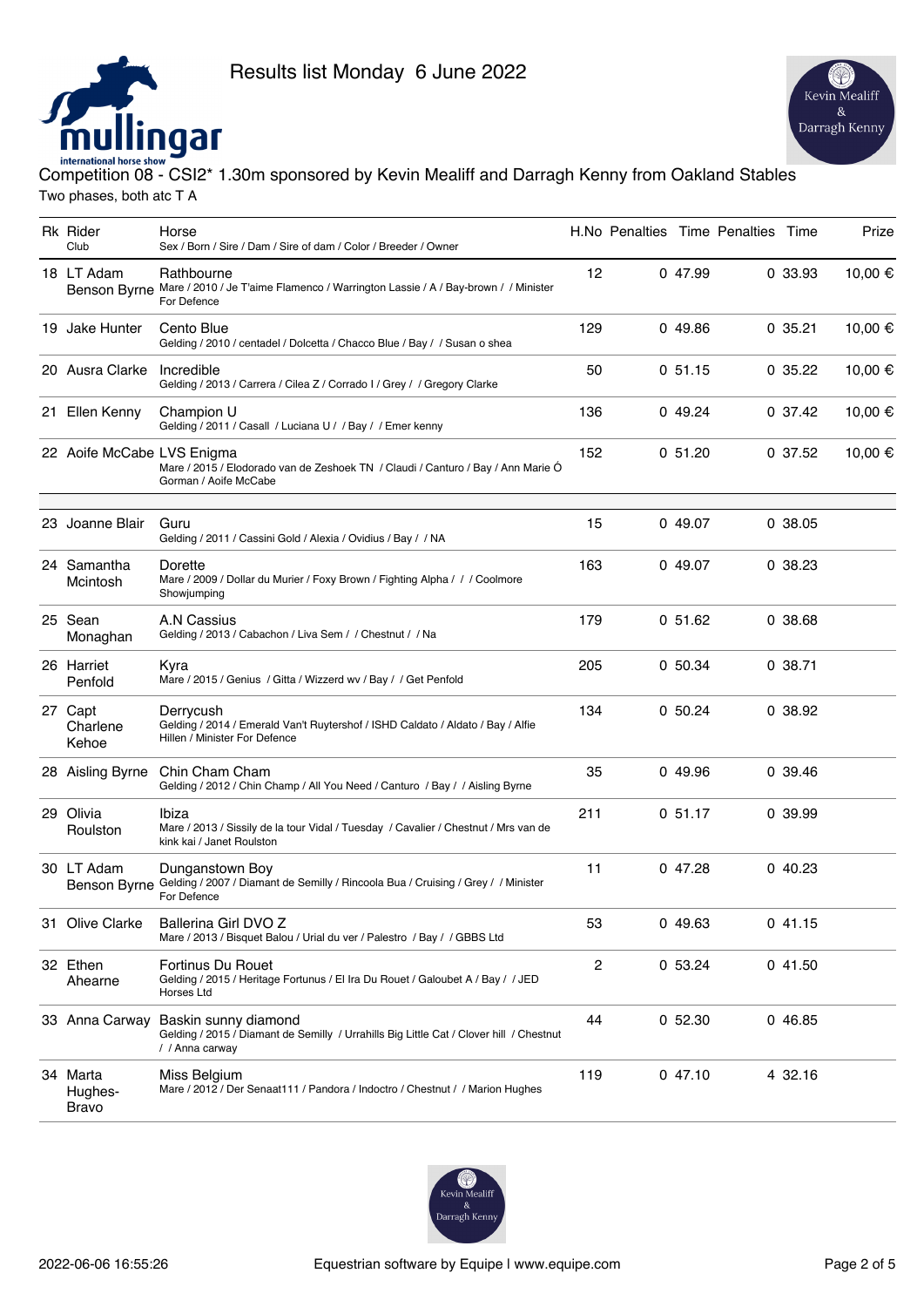Results list Monday 6 June 2022

# Competition 08 - CSI2* 1.30m sponsored by Kevin Mealiff and Darragh Kenny from Oakland Stables

Two phases, both atc T A

| Rk | Rider<br>Club | Horse<br>Sex / Born / Sire / Dam / Sire of dam / Color / Breeder / Owner | H.No | Penalties | Time | Penalties | Time | Prize |
|---|---|---|---|---|---|---|---|---|
| 18 | LT Adam Benson Byrne | Rathbourne<br>Mare / 2010 / Je T'aime Flamenco / Warrington Lassie / A / Bay-brown / / Minister For Defence | 12 | 0 | 47.99 | 0 | 33.93 | 10,00 € |
| 19 | Jake Hunter | Cento Blue<br>Gelding / 2010 / centadel / Dolcetta / Chacco Blue / Bay / / Susan o shea | 129 | 0 | 49.86 | 0 | 35.21 | 10,00 € |
| 20 | Ausra Clarke | Incredible<br>Gelding / 2013 / Carrera / Cilea Z / Corrado I / Grey / / Gregory Clarke | 50 | 0 | 51.15 | 0 | 35.22 | 10,00 € |
| 21 | Ellen Kenny | Champion U<br>Gelding / 2011 / Casall / Luciana U / / Bay / / Emer kenny | 136 | 0 | 49.24 | 0 | 37.42 | 10,00 € |
| 22 | Aoife McCabe | LVS Enigma<br>Mare / 2015 / Elodorado van de Zeshoek TN / Claudi / Canturo / Bay / Ann Marie Ó Gorman / Aoife McCabe | 152 | 0 | 51.20 | 0 | 37.52 | 10,00 € |
| 23 | Joanne Blair | Guru<br>Gelding / 2011 / Cassini Gold / Alexia / Ovidius / Bay / / NA | 15 | 0 | 49.07 | 0 | 38.05 | |
| 24 | Samantha Mcintosh | Dorette<br>Mare / 2009 / Dollar du Murier / Foxy Brown / Fighting Alpha / / / Coolmore Showjumping | 163 | 0 | 49.07 | 0 | 38.23 | |
| 25 | Sean Monaghan | A.N Cassius<br>Gelding / 2013 / Cabachon / Liva Sem / / Chestnut / / Na | 179 | 0 | 51.62 | 0 | 38.68 | |
| 26 | Harriet Penfold | Kyra<br>Mare / 2015 / Genius / Gitta / Wizzerd wv / Bay / / Get Penfold | 205 | 0 | 50.34 | 0 | 38.71 | |
| 27 | Capt Charlene Kehoe | Derrycush<br>Gelding / 2014 / Emerald Van't Ruytershof / ISHD Caldato / Aldato / Bay / Alfie Hillen / Minister For Defence | 134 | 0 | 50.24 | 0 | 38.92 | |
| 28 | Aisling Byrne | Chin Cham Cham<br>Gelding / 2012 / Chin Champ / All You Need / Canturo / Bay / / Aisling Byrne | 35 | 0 | 49.96 | 0 | 39.46 | |
| 29 | Olivia Roulston | Ibiza<br>Mare / 2013 / Sissily de la tour Vidal / Tuesday / Cavalier / Chestnut / Mrs van de kink kai / Janet Roulston | 211 | 0 | 51.17 | 0 | 39.99 | |
| 30 | LT Adam Benson Byrne | Dunganstown Boy<br>Gelding / 2007 / Diamant de Semilly / Rincoola Bua / Cruising / Grey / / Minister For Defence | 11 | 0 | 47.28 | 0 | 40.23 | |
| 31 | Olive Clarke | Ballerina Girl DVO Z<br>Mare / 2013 / Bisquet Balou / Urial du ver / Palestro / Bay / / GBBS Ltd | 53 | 0 | 49.63 | 0 | 41.15 | |
| 32 | Ethen Ahearne | Fortinus Du Rouet<br>Gelding / 2015 / Heritage Fortunus / El Ira Du Rouet / Galoubet A / Bay / / JED Horses Ltd | 2 | 0 | 53.24 | 0 | 41.50 | |
| 33 | Anna Carway | Baskin sunny diamond<br>Gelding / 2015 / Diamant de Semilly / Urrahills Big Little Cat / Clover hill / Chestnut / / Anna carway | 44 | 0 | 52.30 | 0 | 46.85 | |
| 34 | Marta Hughes-Bravo | Miss Belgium<br>Mare / 2012 / Der Senaat111 / Pandora / Indoctro / Chestnut / / Marion Hughes | 119 | 0 | 47.10 | 4 | 32.16 | |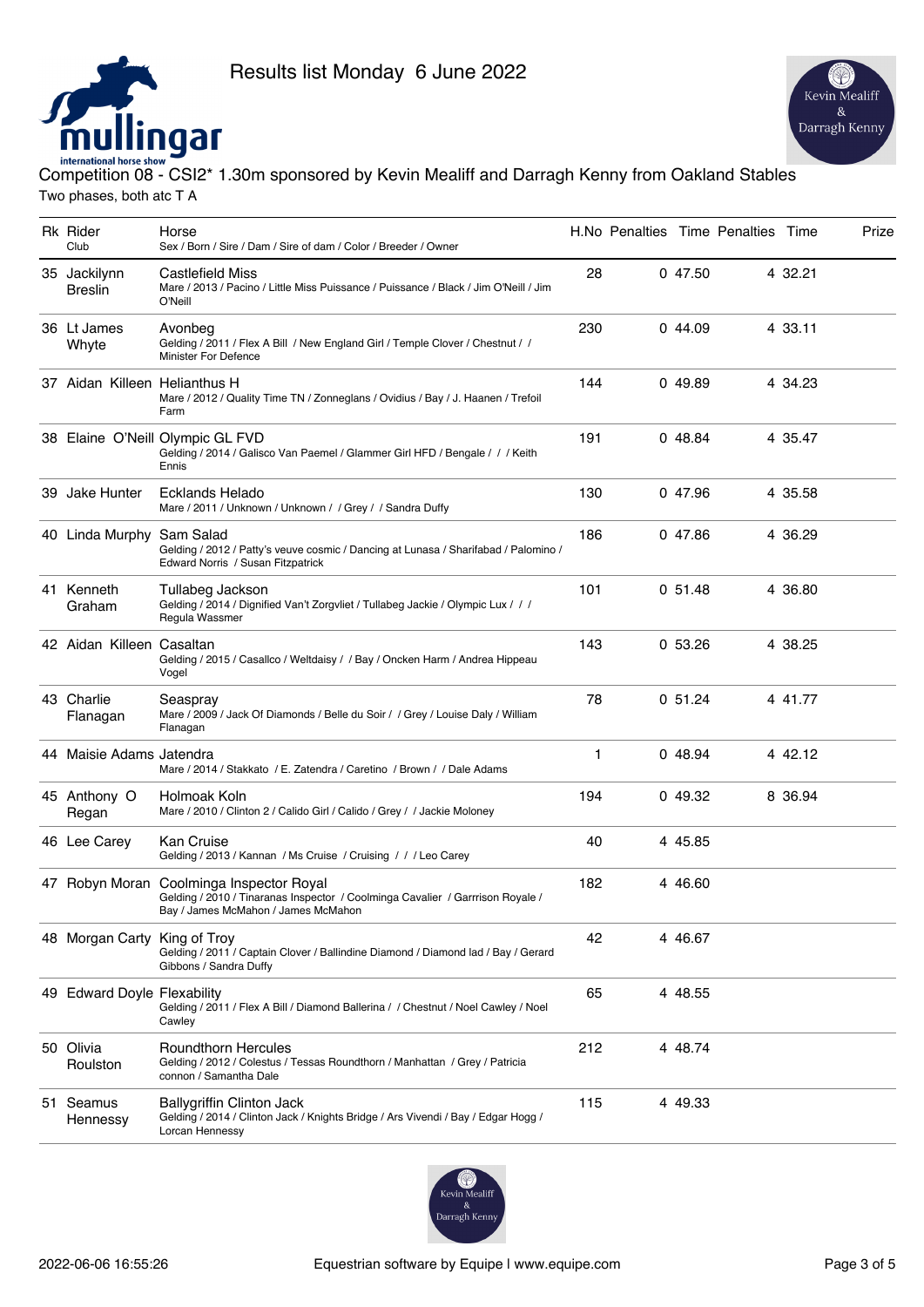Results list Monday 6 June 2022

Competition 08 - CSI2* 1.30m sponsored by Kevin Mealiff and Darragh Kenny from Oakland Stables

Two phases, both atc T A

| Rk | Rider / Club | Horse / Sex / Born / Sire / Dam / Sire of dam / Color / Breeder / Owner | H.No | Penalties | Time | Penalties | Time | Prize |
|---|---|---|---|---|---|---|---|---|
| 35 | Jackilynn Breslin | Castlefield Miss<br>Mare / 2013 / Pacino / Little Miss Puissance / Puissance / Black / Jim O'Neill / Jim O'Neill | 28 | 0 | 47.50 | 4 | 32.21 | |
| 36 | Lt James Whyte | Avonbeg<br>Gelding / 2011 / Flex A Bill / New England Girl / Temple Clover / Chestnut / / Minister For Defence | 230 | 0 | 44.09 | 4 | 33.11 | |
| 37 | Aidan Killeen | Helianthus H<br>Mare / 2012 / Quality Time TN / Zonneglans / Ovidius / Bay / J. Haanen / Trefoil Farm | 144 | 0 | 49.89 | 4 | 34.23 | |
| 38 | Elaine O'Neill | Olympic GL FVD<br>Gelding / 2014 / Galisco Van Paemel / Glammer Girl HFD / Bengale / / / Keith Ennis | 191 | 0 | 48.84 | 4 | 35.47 | |
| 39 | Jake Hunter | Ecklands Helado<br>Mare / 2011 / Unknown / Unknown / / Grey / / Sandra Duffy | 130 | 0 | 47.96 | 4 | 35.58 | |
| 40 | Linda Murphy | Sam Salad<br>Gelding / 2012 / Patty's veuve cosmic / Dancing at Lunasa / Sharifabad / Palomino / Edward Norris / Susan Fitzpatrick | 186 | 0 | 47.86 | 4 | 36.29 | |
| 41 | Kenneth Graham | Tullabeg Jackson<br>Gelding / 2014 / Dignified Van't Zorgvliet / Tullabeg Jackie / Olympic Lux / / / Regula Wassmer | 101 | 0 | 51.48 | 4 | 36.80 | |
| 42 | Aidan Killeen | Casaltan<br>Gelding / 2015 / Casallco / Weltdaisy / / Bay / Oncken Harm / Andrea Hippeau Vogel | 143 | 0 | 53.26 | 4 | 38.25 | |
| 43 | Charlie Flanagan | Seaspray<br>Mare / 2009 / Jack Of Diamonds / Belle du Soir / / Grey / Louise Daly / William Flanagan | 78 | 0 | 51.24 | 4 | 41.77 | |
| 44 | Maisie Adams | Jatendra<br>Mare / 2014 / Stakkato / E. Zatendra / Caretino / Brown / / Dale Adams | 1 | 0 | 48.94 | 4 | 42.12 | |
| 45 | Anthony O Regan | Holmoak Koln<br>Mare / 2010 / Clinton 2 / Calido Girl / Calido / Grey / / Jackie Moloney | 194 | 0 | 49.32 | 8 | 36.94 | |
| 46 | Lee Carey | Kan Cruise<br>Gelding / 2013 / Kannan / Ms Cruise / Cruising / / / Leo Carey | 40 | 4 | 45.85 | | | |
| 47 | Robyn Moran | Coolminga Inspector Royal<br>Gelding / 2010 / Tinaranas Inspector / Coolminga Cavalier / Garrrison Royale / Bay / James McMahon / James McMahon | 182 | 4 | 46.60 | | | |
| 48 | Morgan Carty | King of Troy<br>Gelding / 2011 / Captain Clover / Ballindine Diamond / Diamond lad / Bay / Gerard Gibbons / Sandra Duffy | 42 | 4 | 46.67 | | | |
| 49 | Edward Doyle | Flexability<br>Gelding / 2011 / Flex A Bill / Diamond Ballerina / / Chestnut / Noel Cawley / Noel Cawley | 65 | 4 | 48.55 | | | |
| 50 | Olivia Roulston | Roundthorn Hercules<br>Gelding / 2012 / Colestus / Tessas Roundthorn / Manhattan / Grey / Patricia connon / Samantha Dale | 212 | 4 | 48.74 | | | |
| 51 | Seamus Hennessy | Ballygriffin Clinton Jack<br>Gelding / 2014 / Clinton Jack / Knights Bridge / Ars Vivendi / Bay / Edgar Hogg / Lorcan Hennessy | 115 | 4 | 49.33 | | | |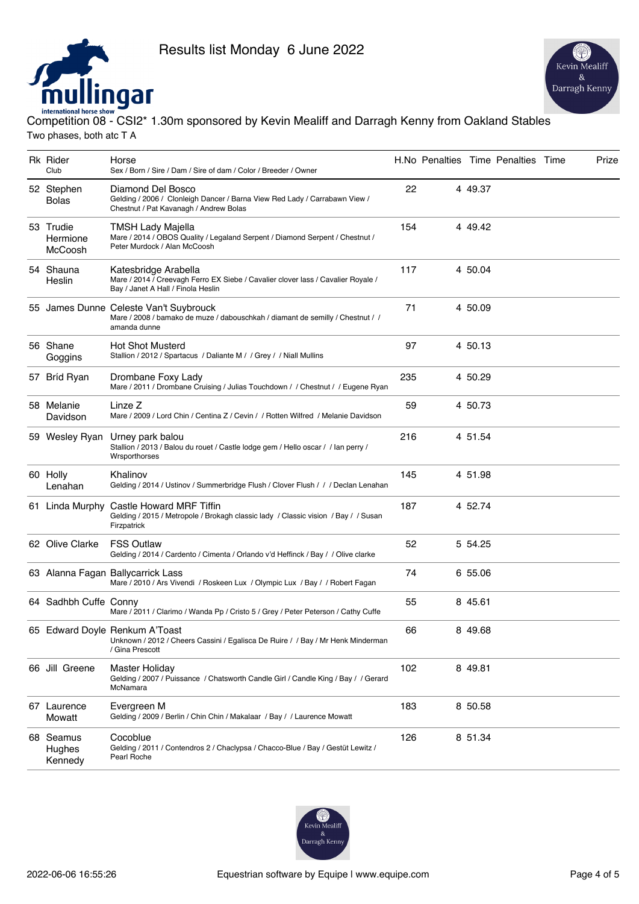Results list Monday 6 June 2022

## Competition 08 - CSI2* 1.30m sponsored by Kevin Mealiff and Darragh Kenny from Oakland Stables

Two phases, both atc T A

| Rk | Rider<br>Club | Horse<br>Sex / Born / Sire / Dam / Sire of dam / Color / Breeder / Owner | H.No | Penalties | Time | Penalties | Time | Prize |
|---|---|---|---|---|---|---|---|---|
| 52 | Stephen Bolas | Diamond Del Bosco<br>Gelding / 2006 / Clonleigh Dancer / Barna View Red Lady / Carrabawn View / Chestnut / Pat Kavanagh / Andrew Bolas | 22 | 4 | 49.37 | | | |
| 53 | Trudie Hermione McCoosh | TMSH Lady Majella<br>Mare / 2014 / OBOS Quality / Legaland Serpent / Diamond Serpent / Chestnut / Peter Murdock / Alan McCoosh | 154 | 4 | 49.42 | | | |
| 54 | Shauna Heslin | Katesbridge Arabella<br>Mare / 2014 / Creevagh Ferro EX Siebe / Cavalier clover lass / Cavalier Royale / Bay / Janet A Hall / Finola Heslin | 117 | 4 | 50.04 | | | |
| 55 | James Dunne | Celeste Van't Suybrouck<br>Mare / 2008 / bamako de muze / dabouschkah / diamant de semilly / Chestnut / / amanda dunne | 71 | 4 | 50.09 | | | |
| 56 | Shane Goggins | Hot Shot Musterd<br>Stallion / 2012 / Spartacus / Daliante M / / Grey / / Niall Mullins | 97 | 4 | 50.13 | | | |
| 57 | Bríd Ryan | Drombane Foxy Lady<br>Mare / 2011 / Drombane Cruising / Julias Touchdown / / Chestnut / / Eugene Ryan | 235 | 4 | 50.29 | | | |
| 58 | Melanie Davidson | Linze Z<br>Mare / 2009 / Lord Chin / Centina Z / Cevin / / Rotten Wilfred / Melanie Davidson | 59 | 4 | 50.73 | | | |
| 59 | Wesley Ryan | Urney park balou<br>Stallion / 2013 / Balou du rouet / Castle lodge gem / Hello oscar / / Ian perry / Wrsporthorses | 216 | 4 | 51.54 | | | |
| 60 | Holly Lenahan | Khalinov<br>Gelding / 2014 / Ustinov / Summerbridge Flush / Clover Flush / / / Declan Lenahan | 145 | 4 | 51.98 | | | |
| 61 | Linda Murphy | Castle Howard MRF Tiffin<br>Gelding / 2015 / Metropole / Brokagh classic lady / Classic vision / Bay / / Susan Firzpatrick | 187 | 4 | 52.74 | | | |
| 62 | Olive Clarke | FSS Outlaw<br>Gelding / 2014 / Cardento / Cimenta / Orlando v'd Heffinck / Bay / / Olive clarke | 52 | 5 | 54.25 | | | |
| 63 | Alanna Fagan | Ballycarrick Lass<br>Mare / 2010 / Ars Vivendi / Roskeen Lux / Olympic Lux / Bay / / Robert Fagan | 74 | 6 | 55.06 | | | |
| 64 | Sadhbh Cuffe | Conny<br>Mare / 2011 / Clarimo / Wanda Pp / Cristo 5 / Grey / Peter Peterson / Cathy Cuffe | 55 | 8 | 45.61 | | | |
| 65 | Edward Doyle | Renkum A'Toast<br>Unknown / 2012 / Cheers Cassini / Egalisca De Ruire / / Bay / Mr Henk Minderman / Gina Prescott | 66 | 8 | 49.68 | | | |
| 66 | Jill Greene | Master Holiday<br>Gelding / 2007 / Puissance / Chatsworth Candle Girl / Candle King / Bay / / Gerard McNamara | 102 | 8 | 49.81 | | | |
| 67 | Laurence Mowatt | Evergreen M<br>Gelding / 2009 / Berlin / Chin Chin / Makalaar / Bay / / Laurence Mowatt | 183 | 8 | 50.58 | | | |
| 68 | Seamus Hughes Kennedy | Cocoblue<br>Gelding / 2011 / Contendros 2 / Chaclypsa / Chacco-Blue / Bay / Gestüt Lewitz / Pearl Roche | 126 | 8 | 51.34 | | | |

2022-06-06 16:55:26 Equestrian software by Equipe | www.equipe.com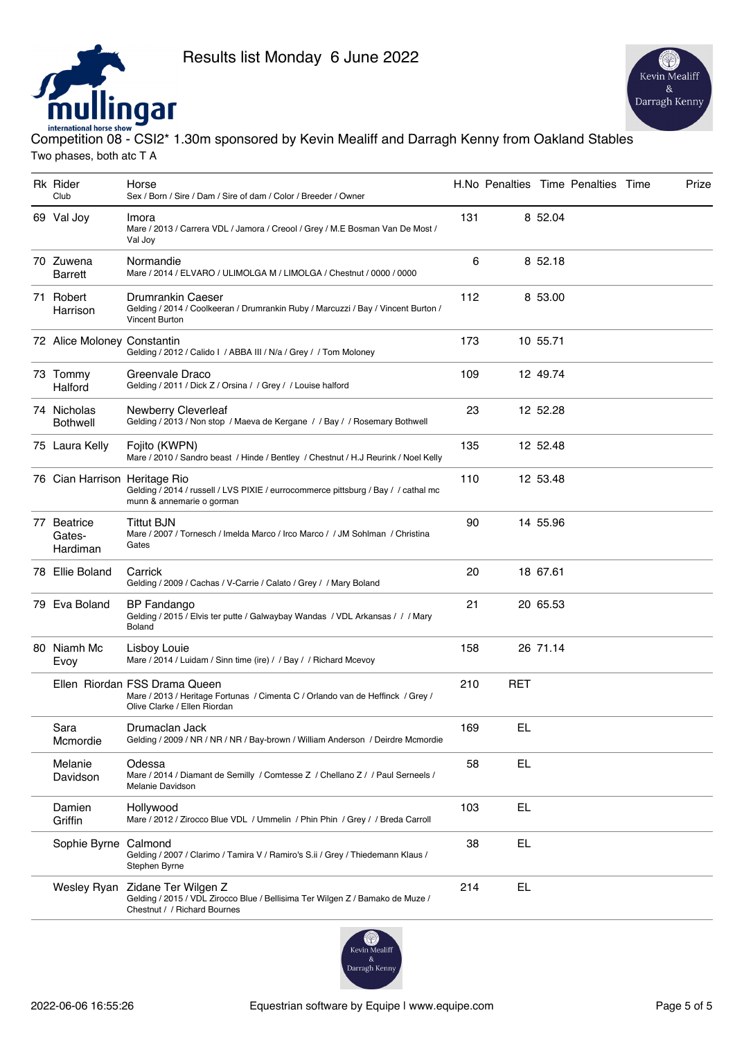Results list Monday 6 June 2022

Competition 08 - CSI2* 1.30m sponsored by Kevin Mealiff and Darragh Kenny from Oakland Stables

Two phases, both atc T A

| Rk | Rider<br>Club | Horse<br>Sex / Born / Sire / Dam / Sire of dam / Color / Breeder / Owner | H.No | Penalties | Time | Penalties | Time | Prize |
|---|---|---|---|---|---|---|---|---|
| 69 | Val Joy | Imora<br>Mare / 2013 / Carrera VDL / Jamora / Creool / Grey / M.E Bosman Van De Most / Val Joy | 131 | 8 | 52.04 | | | |
| 70 | Zuwena Barrett | Normandie<br>Mare / 2014 / ELVARO / ULIMOLGA M / LIMOLGA / Chestnut / 0000 / 0000 | 6 | 8 | 52.18 | | | |
| 71 | Robert Harrison | Drumrankin Caeser<br>Gelding / 2014 / Coolkeeran / Drumrankin Ruby / Marcuzzi / Bay / Vincent Burton / Vincent Burton | 112 | 8 | 53.00 | | | |
| 72 | Alice Moloney | Constantin<br>Gelding / 2012 / Calido I / ABBA III / N/a / Grey / / Tom Moloney | 173 | 10 | 55.71 | | | |
| 73 | Tommy Halford | Greenvale Draco<br>Gelding / 2011 / Dick Z / Orsina / / Grey / / Louise halford | 109 | 12 | 49.74 | | | |
| 74 | Nicholas Bothwell | Newberry Cleverleaf<br>Gelding / 2013 / Non stop / Maeva de Kergane / / Bay / / Rosemary Bothwell | 23 | 12 | 52.28 | | | |
| 75 | Laura Kelly | Fojito (KWPN)<br>Mare / 2010 / Sandro beast / Hinde / Bentley / Chestnut / H.J Reurink / Noel Kelly | 135 | 12 | 52.48 | | | |
| 76 | Cian Harrison | Heritage Rio<br>Gelding / 2014 / russell / LVS PIXIE / eurrocommerce pittsburg / Bay / / cathal mc munn & annemarie o gorman | 110 | 12 | 53.48 | | | |
| 77 | Beatrice Gates-Hardiman | Tittut BJN<br>Mare / 2007 / Tornesch / Imelda Marco / Irco Marco / / JM Sohlman / Christina Gates | 90 | 14 | 55.96 | | | |
| 78 | Ellie Boland | Carrick<br>Gelding / 2009 / Cachas / V-Carrie / Calato / Grey / / Mary Boland | 20 | 18 | 67.61 | | | |
| 79 | Eva Boland | BP Fandango<br>Gelding / 2015 / Elvis ter putte / Galwaybay Wandas / VDL Arkansas / / / Mary Boland | 21 | 20 | 65.53 | | | |
| 80 | Niamh Mc Evoy | Lisboy Louie<br>Mare / 2014 / Luidam / Sinn time (ire) / / Bay / / Richard Mcevoy | 158 | 26 | 71.14 | | | |
| | Ellen Riordan | FSS Drama Queen<br>Mare / 2013 / Heritage Fortunas / Cimenta C / Orlando van de Heffinck / Grey / Olive Clarke / Ellen Riordan | 210 | RET | | | | |
| | Sara Mcmordie | Drumaclan Jack<br>Gelding / 2009 / NR / NR / NR / Bay-brown / William Anderson / Deirdre Mcmordie | 169 | EL | | | | |
| | Melanie Davidson | Odessa<br>Mare / 2014 / Diamant de Semilly / Comtesse Z / Chellano Z / / Paul Serneels / Melanie Davidson | 58 | EL | | | | |
| | Damien Griffin | Hollywood<br>Mare / 2012 / Zirocco Blue VDL / Ummelin / Phin Phin / Grey / / Breda Carroll | 103 | EL | | | | |
| | Sophie Byrne | Calmond<br>Gelding / 2007 / Clarimo / Tamira V / Ramiro's S.ii / Grey / Thiedemann Klaus / Stephen Byrne | 38 | EL | | | | |
| | Wesley Ryan | Zidane Ter Wilgen Z<br>Gelding / 2015 / VDL Zirocco Blue / Bellisima Ter Wilgen Z / Bamako de Muze / Chestnut / / Richard Bournes | 214 | EL | | | | |

2022-06-06 16:55:26 Equestrian software by Equipe I www.equipe.com